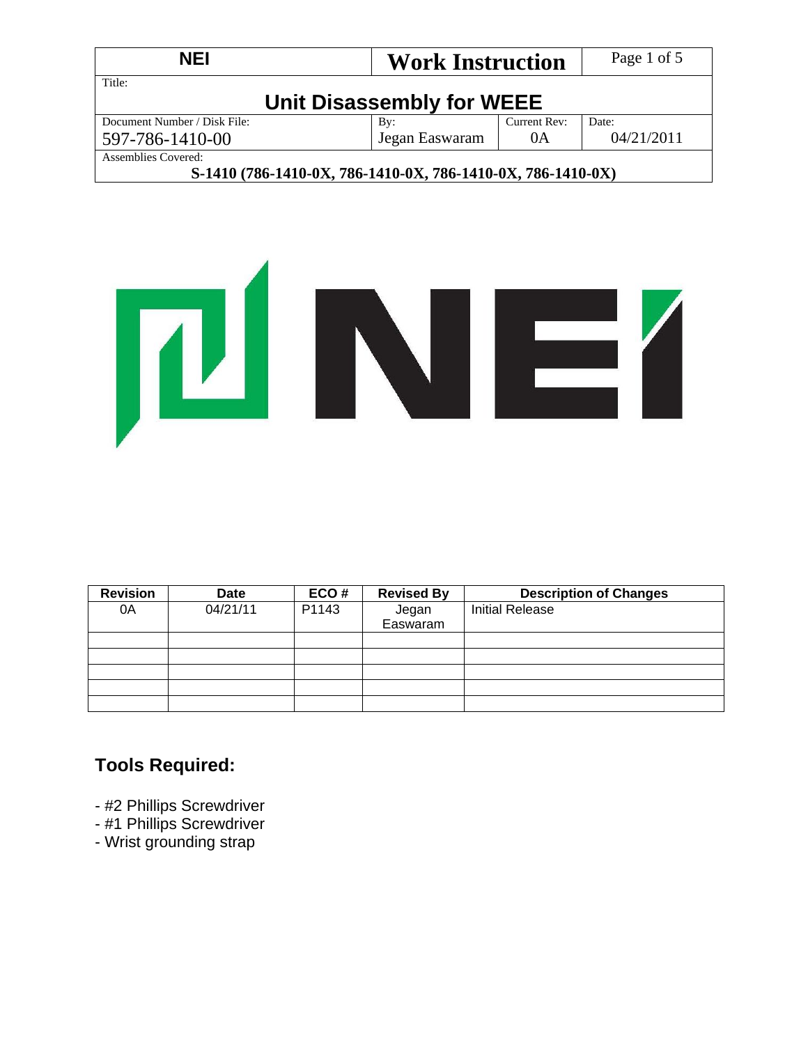| NEI | Work Instruction | | Page 1 of 5 |
|---|---|---|---|
| Title: **Unit Disassembly for WEEE** | | | |
| Document Number / Disk File: 597-786-1410-00 | By: Jegan Easwaram | Current Rev: 0A | Date: 04/21/2011 |
| Assemblies Covered: **S-1410 (786-1410-0X, 786-1410-0X, 786-1410-0X, 786-1410-0X)** | | | |

| Revision | Date | ECO # | Revised By | Description of Changes |
|---|---|---|---|---|
| 0A | 04/21/11 | P1143 | Jegan Easwaram | Initial Release |
| | | | | |
| | | | | |
| | | | | |
| | | | | |
| | | | | |

## Tools Required:

- #2 Phillips Screwdriver
- #1 Phillips Screwdriver
- Wrist grounding strap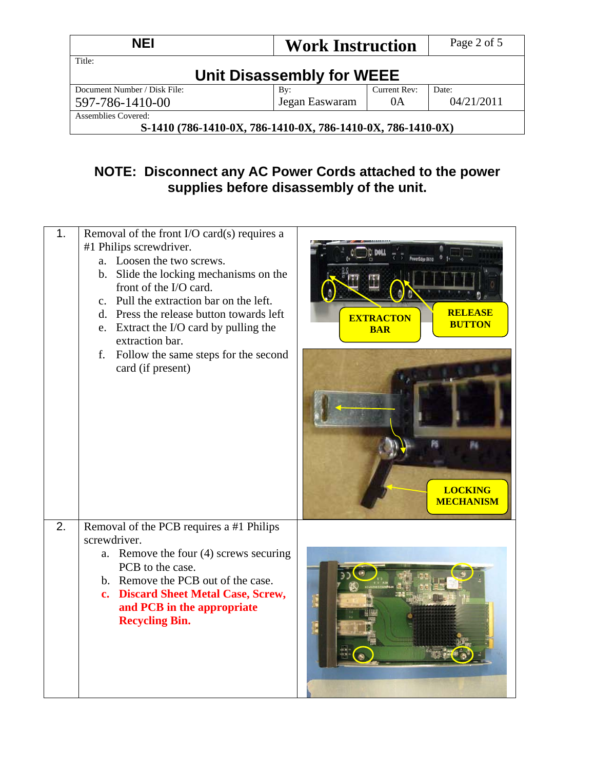| NEI | Work Instruction | |
|---|---|---|
| Title: **Unit Disassembly for WEEE** | | |
| Document Number / Disk File: 597-786-1410-00 | By: Jegan Easwaram | Current Rev: 0A | Date: 04/21/2011 |
| Assemblies Covered: **S-1410 (786-1410-0X, 786-1410-0X, 786-1410-0X, 786-1410-0X)** | | |

**NOTE: Disconnect any AC Power Cords attached to the power supplies before disassembly of the unit.**

| | | |
|---|---|---|
| 1. | Removal of the front I/O card(s) requires a #1 Philips screwdriver.<br>a. Loosen the two screws.<br>b. Slide the locking mechanisms on the front of the I/O card.<br>c. Pull the extraction bar on the left.<br>d. Press the release button towards left<br>e. Extract the I/O card by pulling the extraction bar.<br>f. Follow the same steps for the second card (if present) | |
| 2. | Removal of the PCB requires a #1 Philips screwdriver.<br>a. Remove the four (4) screws securing PCB to the case.<br>b. Remove the PCB out of the case.<br>**c. Discard Sheet Metal Case, Screw, and PCB in the appropriate Recycling Bin.** | |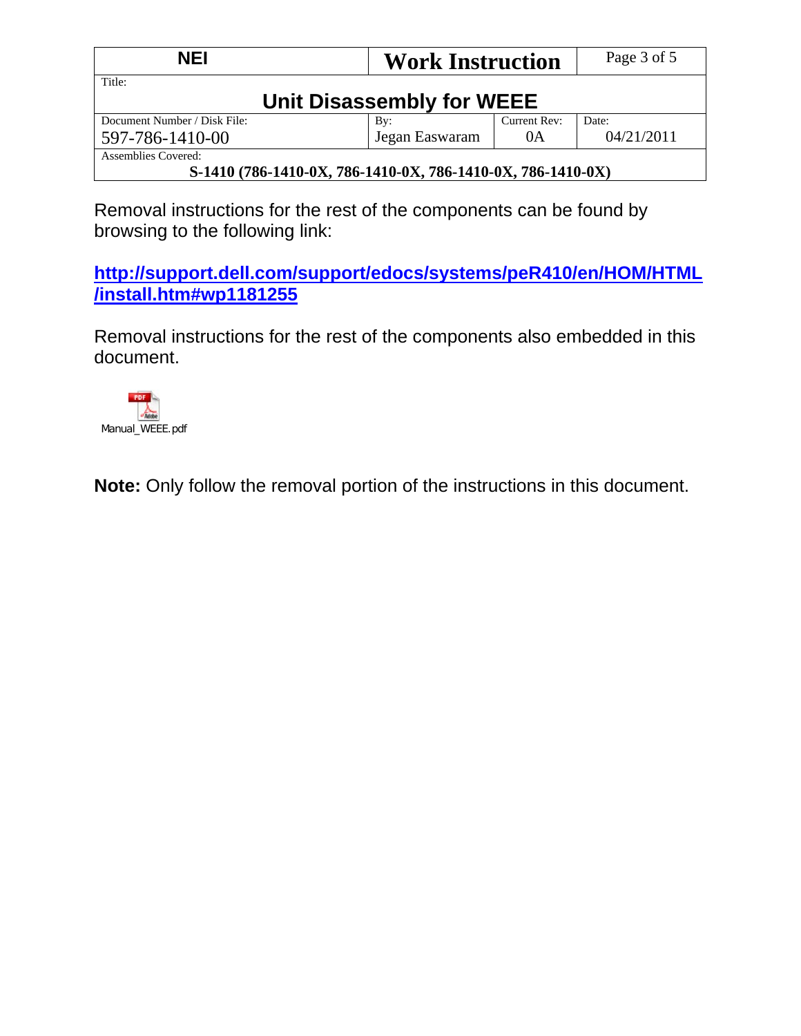| NEI | Work Instruction | | Page 3 of 5 |
|---|---|---|---|
| Title: **Unit Disassembly for WEEE** | | | |
| Document Number / Disk File: 597-786-1410-00 | By: Jegan Easwaram | Current Rev: 0A | Date: 04/21/2011 |
| Assemblies Covered: **S-1410 (786-1410-0X, 786-1410-0X, 786-1410-0X, 786-1410-0X)** | | | |

Removal instructions for the rest of the components can be found by browsing to the following link:

**[http://support.dell.com/support/edocs/systems/peR410/en/HOM/HTML/install.htm#wp1181255](http://support.dell.com/support/edocs/systems/peR410/en/HOM/HTML/install.htm#wp1181255)**

Removal instructions for the rest of the components also embedded in this document.

Manual_WEEE.pdf

**Note:** Only follow the removal portion of the instructions in this document.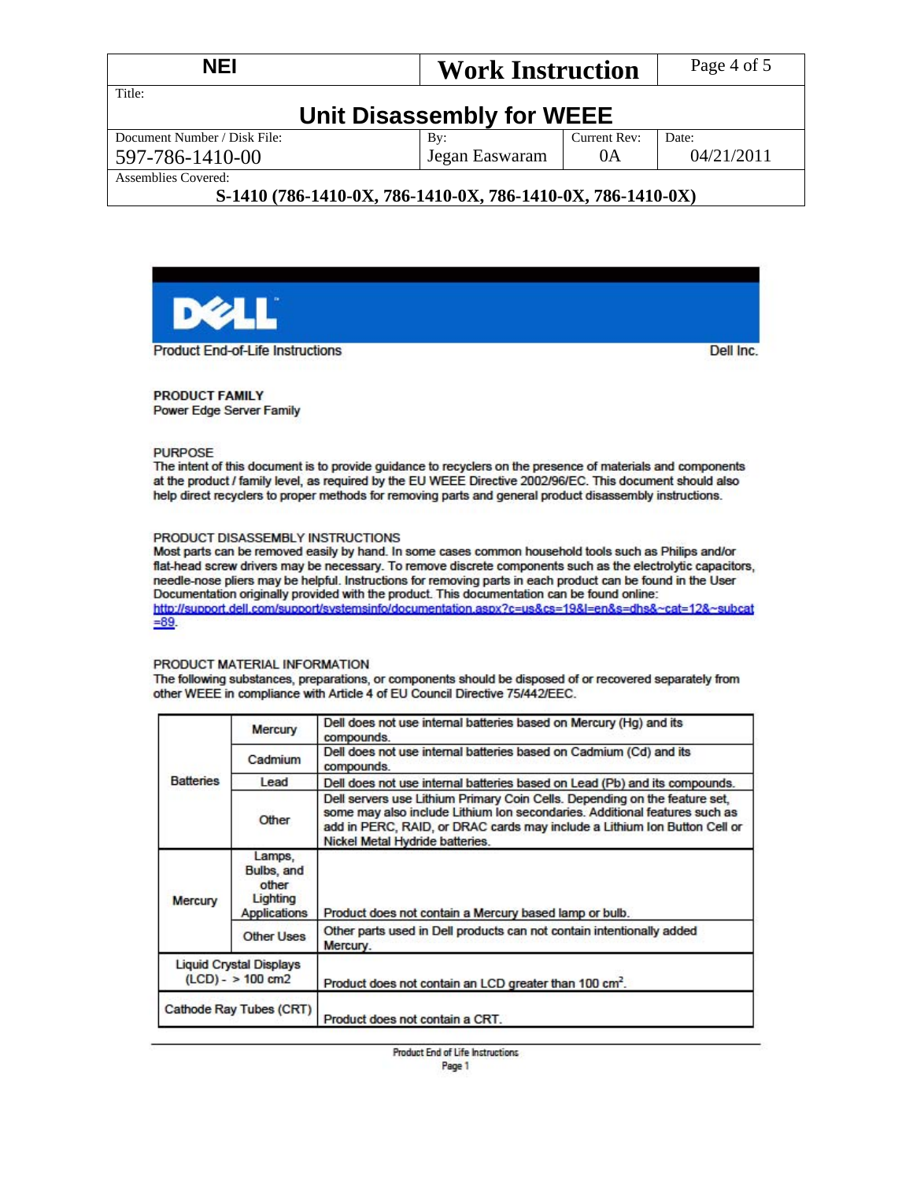| NEI | Work Instruction | | Page 4 of 5 |
|---|---|---|---|
| Title: **Unit Disassembly for WEEE** | | | |
| Document Number / Disk File: 597-786-1410-00 | By: Jegan Easwaram | Current Rev: 0A | Date: 04/21/2011 |
| Assemblies Covered: **S-1410 (786-1410-0X, 786-1410-0X, 786-1410-0X, 786-1410-0X)** | | | |

**DELL**

Product End-of-Life Instructions — Dell Inc.

**PRODUCT FAMILY**
Power Edge Server Family

PURPOSE
The intent of this document is to provide guidance to recyclers on the presence of materials and components at the product / family level, as required by the EU WEEE Directive 2002/96/EC. This document should also help direct recyclers to proper methods for removing parts and general product disassembly instructions.

PRODUCT DISASSEMBLY INSTRUCTIONS
Most parts can be removed easily by hand. In some cases common household tools such as Philips and/or flat-head screw drivers may be necessary. To remove discrete components such as the electrolytic capacitors, needle-nose pliers may be helpful. Instructions for removing parts in each product can be found in the User Documentation originally provided with the product. This documentation can be found online: http://support.dell.com/support/systemsinfo/documentation.aspx?c=us&cs=19&l=en&s=dhs&~cat=12&~subcat=89.

PRODUCT MATERIAL INFORMATION
The following substances, preparations, or components should be disposed of or recovered separately from other WEEE in compliance with Article 4 of EU Council Directive 75/442/EEC.

| | | |
|---|---|---|
| Batteries | Mercury | Dell does not use internal batteries based on Mercury (Hg) and its compounds. |
| | Cadmium | Dell does not use internal batteries based on Cadmium (Cd) and its compounds. |
| | Lead | Dell does not use internal batteries based on Lead (Pb) and its compounds. |
| | Other | Dell servers use Lithium Primary Coin Cells. Depending on the feature set, some may also include Lithium Ion secondaries. Additional features such as add in PERC, RAID, or DRAC cards may include a Lithium Ion Button Cell or Nickel Metal Hydride batteries. |
| Mercury | Lamps, Bulbs, and other Lighting Applications | Product does not contain a Mercury based lamp or bulb. |
| | Other Uses | Other parts used in Dell products can not contain intentionally added Mercury. |
| Liquid Crystal Displays (LCD) - > 100 cm2 | | Product does not contain an LCD greater than 100 $cm^2$. |
| Cathode Ray Tubes (CRT) | | Product does not contain a CRT. |

Product End of Life Instructions
Page 1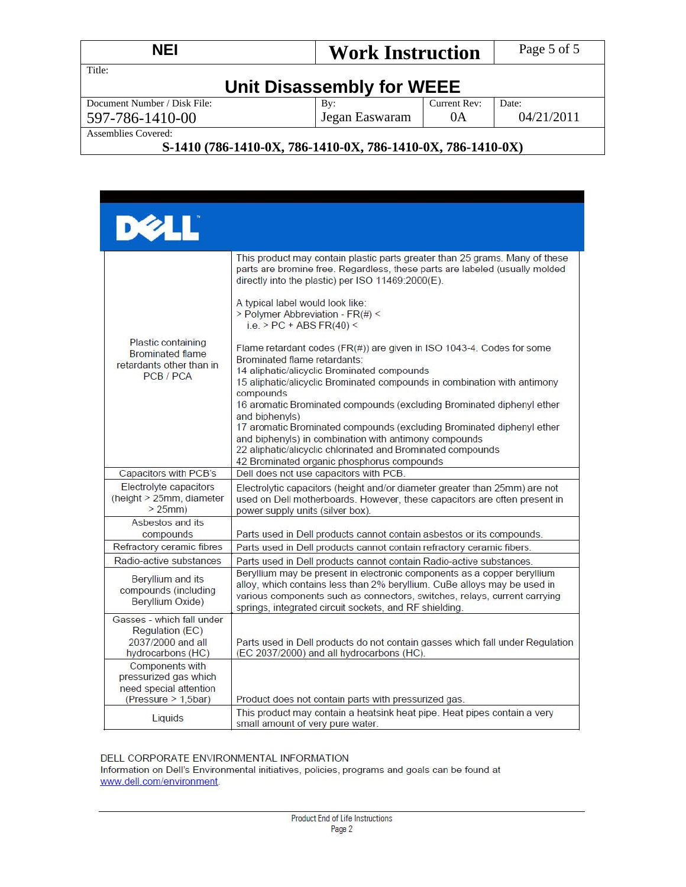| NEI | Work Instruction | |
|---|---|---|
| Title: **Unit Disassembly for WEEE** | | |

| Document Number / Disk File: | By: | Current Rev: | Date: |
|---|---|---|---|
| 597-786-1410-00 | Jegan Easwaram | 0A | 04/21/2011 |

Assemblies Covered:

**S-1410 (786-1410-0X, 786-1410-0X, 786-1410-0X, 786-1410-0X)**

DELL

| | |
|---|---|
| Plastic containing Brominated flame retardants other than in PCB / PCA | This product may contain plastic parts greater than 25 grams. Many of these parts are bromine free. Regardless, these parts are labeled (usually molded directly into the plastic) per ISO 11469:2000(E).<br><br>A typical label would look like:<br>> Polymer Abbreviation - FR(#) <<br>i.e. > PC + ABS FR(40) <<br><br>Flame retardant codes (FR(#)) are given in ISO 1043-4. Codes for some Brominated flame retardants:<br>14 aliphatic/alicyclic Brominated compounds<br>15 aliphatic/alicyclic Brominated compounds in combination with antimony compounds<br>16 aromatic Brominated compounds (excluding Brominated diphenyl ether and biphenyls)<br>17 aromatic Brominated compounds (excluding Brominated diphenyl ether and biphenyls) in combination with antimony compounds<br>22 aliphatic/alicyclic chlorinated and Brominated compounds<br>42 Brominated organic phosphorus compounds |
| Capacitors with PCB's | Dell does not use capacitors with PCB. |
| Electrolyte capacitors (height > 25mm, diameter > 25mm) | Electrolytic capacitors (height and/or diameter greater than 25mm) are not used on Dell motherboards. However, these capacitors are often present in power supply units (silver box). |
| Asbestos and its compounds | Parts used in Dell products cannot contain asbestos or its compounds. |
| Refractory ceramic fibres | Parts used in Dell products cannot contain refractory ceramic fibers. |
| Radio-active substances | Parts used in Dell products cannot contain Radio-active substances. |
| Beryllium and its compounds (including Beryllium Oxide) | Beryllium may be present in electronic components as a copper beryllium alloy, which contains less than 2% beryllium. CuBe alloys may be used in various components such as connectors, switches, relays, current carrying springs, integrated circuit sockets, and RF shielding. |
| Gasses - which fall under Regulation (EC) 2037/2000 and all hydrocarbons (HC) | Parts used in Dell products do not contain gasses which fall under Regulation (EC 2037/2000) and all hydrocarbons (HC). |
| Components with pressurized gas which need special attention (Pressure > 1,5bar) | Product does not contain parts with pressurized gas. |
| Liquids | This product may contain a heatsink heat pipe. Heat pipes contain a very small amount of very pure water. |

DELL CORPORATE ENVIRONMENTAL INFORMATION

Information on Dell's Environmental initiatives, policies, programs and goals can be found at www.dell.com/environment.

Product End of Life Instructions